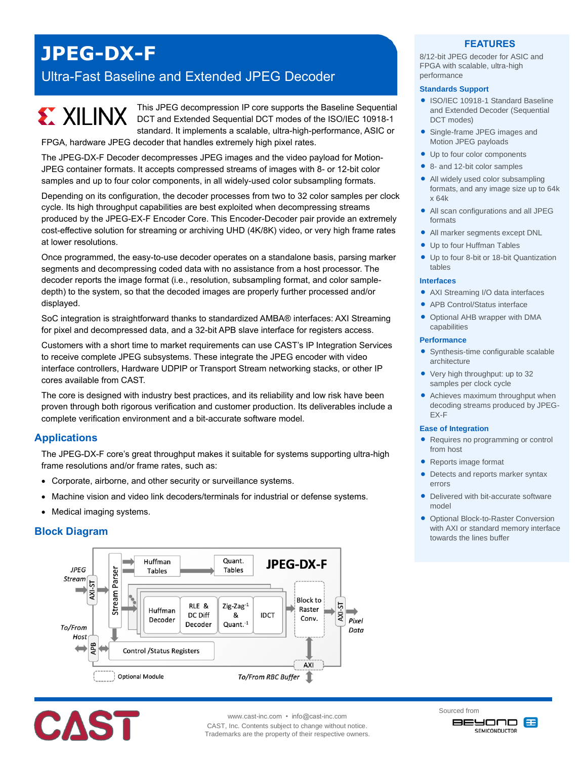# JPEG-DX-F

## Ultra-Fast Baseline and Extended JPEG Decoder

This JPEG decompression IP core supports the Baseline Sequential DCT and Extended Sequential DCT modes of the ISO/IEC 10918-1 standard. It implements a scalable, ultra-high-performance, ASIC or FPGA, hardware JPEG decoder that handles extremely high pixel rates.

The JPEG-DX-F Decoder decompresses JPEG images and the video payload for Motion-JPEG container formats. It accepts compressed streams of images with 8- or 12-bit color samples and up to four color components, in all widely-used color subsampling formats.

Depending on its configuration, the decoder processes from two to 32 color samples per clock cycle. Its high throughput capabilities are best exploited when decompressing streams produced by the JPEG-EX-F Encoder Core. This Encoder-Decoder pair provide an extremely cost-effective solution for streaming or archiving UHD (4K/8K) video, or very high frame rates at lower resolutions.

Once programmed, the easy-to-use decoder operates on a standalone basis, parsing marker segments and decompressing coded data with no assistance from a host processor. The decoder reports the image format (i.e., resolution, subsampling format, and color sample-depth) to the system, so that the decoded images are properly further processed and/or displayed.

SoC integration is straightforward thanks to standardized AMBA® interfaces: AXI Streaming for pixel and decompressed data, and a 32-bit APB slave interface for registers access.

Customers with a short time to market requirements can use CAST's IP Integration Services to receive complete JPEG subsystems. These integrate the JPEG encoder with video interface controllers, Hardware UDPIP or Transport Stream networking stacks, or other IP cores available from CAST.

The core is designed with industry best practices, and its reliability and low risk have been proven through both rigorous verification and customer production. Its deliverables include a complete verification environment and a bit-accurate software model.

## Applications

The JPEG-DX-F core's great throughput makes it suitable for systems supporting ultra-high frame resolutions and/or frame rates, such as:

- Corporate, airborne, and other security or surveillance systems.
- Machine vision and video link decoders/terminals for industrial or defense systems.
- Medical imaging systems.

## Block Diagram

JPEG-DX-F: JPEG Stream → AXI-ST → Stream Parser → Huffman Tables, Quant. Tables; Huffman Decoder → RLE & DC Diff Decoder → Zig-Zag$^{-1}$ & Quant.$^{-1}$ → IDCT → Block to Raster Conv. → AXI-ST → Pixel Data; To/From Host ↔ APB ↔ Control /Status Registers; AXI ↔ To/From RBC Buffer; Optional Module (dashed).

## FEATURES

8/12-bit JPEG decoder for ASIC and FPGA with scalable, ultra-high performance

### Standards Support

- ISO/IEC 10918-1 Standard Baseline and Extended Decoder (Sequential DCT modes)
- Single-frame JPEG images and Motion JPEG payloads
- Up to four color components
- 8- and 12-bit color samples
- All widely used color subsampling formats, and any image size up to 64k x 64k
- All scan configurations and all JPEG formats
- All marker segments except DNL
- Up to four Huffman Tables
- Up to four 8-bit or 18-bit Quantization tables

### Interfaces

- AXI Streaming I/O data interfaces
- APB Control/Status interface
- Optional AHB wrapper with DMA capabilities

### Performance

- Synthesis-time configurable scalable architecture
- Very high throughput: up to 32 samples per clock cycle
- Achieves maximum throughput when decoding streams produced by JPEG-EX-F

### Ease of Integration

- Requires no programming or control from host
- Reports image format
- Detects and reports marker syntax errors
- Delivered with bit-accurate software model
- Optional Block-to-Raster Conversion with AXI or standard memory interface towards the lines buffer

www.cast-inc.com • info@cast-inc.com
CAST, Inc. Contents subject to change without notice.
Trademarks are the property of their respective owners.

Sourced from BEYOND SEMICONDUCTOR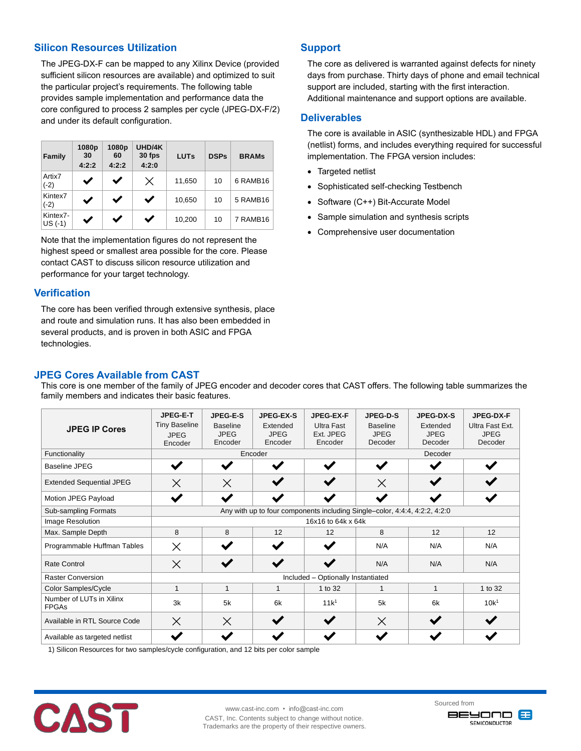## Silicon Resources Utilization

The JPEG-DX-F can be mapped to any Xilinx Device (provided sufficient silicon resources are available) and optimized to suit the particular project's requirements. The following table provides sample implementation and performance data the core configured to process 2 samples per cycle (JPEG-DX-F/2) and under its default configuration.

| Family | 1080p 30 4:2:2 | 1080p 60 4:2:2 | UHD/4K 30 fps 4:2:0 | LUTs | DSPs | BRAMs |
|---|---|---|---|---|---|---|
| Artix7 (-2) | ✔ | ✔ | ✕ | 11,650 | 10 | 6 RAMB16 |
| Kintex7 (-2) | ✔ | ✔ | ✔ | 10,650 | 10 | 5 RAMB16 |
| Kintex7-US (-1) | ✔ | ✔ | ✔ | 10,200 | 10 | 7 RAMB16 |

Note that the implementation figures do not represent the highest speed or smallest area possible for the core. Please contact CAST to discuss silicon resource utilization and performance for your target technology.

## Verification

The core has been verified through extensive synthesis, place and route and simulation runs. It has also been embedded in several products, and is proven in both ASIC and FPGA technologies.

## Support

The core as delivered is warranted against defects for ninety days from purchase. Thirty days of phone and email technical support are included, starting with the first interaction. Additional maintenance and support options are available.

## Deliverables

The core is available in ASIC (synthesizable HDL) and FPGA (netlist) forms, and includes everything required for successful implementation. The FPGA version includes:

- Targeted netlist
- Sophisticated self-checking Testbench
- Software (C++) Bit-Accurate Model
- Sample simulation and synthesis scripts
- Comprehensive user documentation

## JPEG Cores Available from CAST

This core is one member of the family of JPEG encoder and decoder cores that CAST offers. The following table summarizes the family members and indicates their basic features.

| JPEG IP Cores | JPEG-E-T Tiny Baseline JPEG Encoder | JPEG-E-S Baseline JPEG Encoder | JPEG-EX-S Extended JPEG Encoder | JPEG-EX-F Ultra Fast Ext. JPEG Encoder | JPEG-D-S Baseline JPEG Decoder | JPEG-DX-S Extended JPEG Decoder | JPEG-DX-F Ultra Fast Ext. JPEG Decoder |
|---|---|---|---|---|---|---|---|
| Functionality | Encoder | | | | Decoder | | |
| Baseline JPEG | ✔ | ✔ | ✔ | ✔ | ✔ | ✔ | ✔ |
| Extended Sequential JPEG | ✕ | ✕ | ✔ | ✔ | ✕ | ✔ | ✔ |
| Motion JPEG Payload | ✔ | ✔ | ✔ | ✔ | ✔ | ✔ | ✔ |
| Sub-sampling Formats | Any with up to four components including Single–color, 4:4:4, 4:2:2, 4:2:0 | | | | | | |
| Image Resolution | 16x16 to 64k x 64k | | | | | | |
| Max. Sample Depth | 8 | 8 | 12 | 12 | 8 | 12 | 12 |
| Programmable Huffman Tables | ✕ | ✔ | ✔ | ✔ | N/A | N/A | N/A |
| Rate Control | ✕ | ✔ | ✔ | ✔ | N/A | N/A | N/A |
| Raster Conversion | Included – Optionally Instantiated | | | | | | |
| Color Samples/Cycle | 1 | 1 | 1 | 1 to 32 | 1 | 1 | 1 to 32 |
| Number of LUTs in Xilinx FPGAs | 3k | 5k | 6k | 11k[1] | 5k | 6k | 10k[1] |
| Available in RTL Source Code | ✕ | ✕ | ✔ | ✔ | ✕ | ✔ | ✔ |
| Available as targeted netlist | ✔ | ✔ | ✔ | ✔ | ✔ | ✔ | ✔ |

1) Silicon Resources for two samples/cycle configuration, and 12 bits per color sample

www.cast-inc.com • info@cast-inc.com

CAST, Inc. Contents subject to change without notice.
Trademarks are the property of their respective owners.

Sourced from BEYOND SEMICONDUCTOR